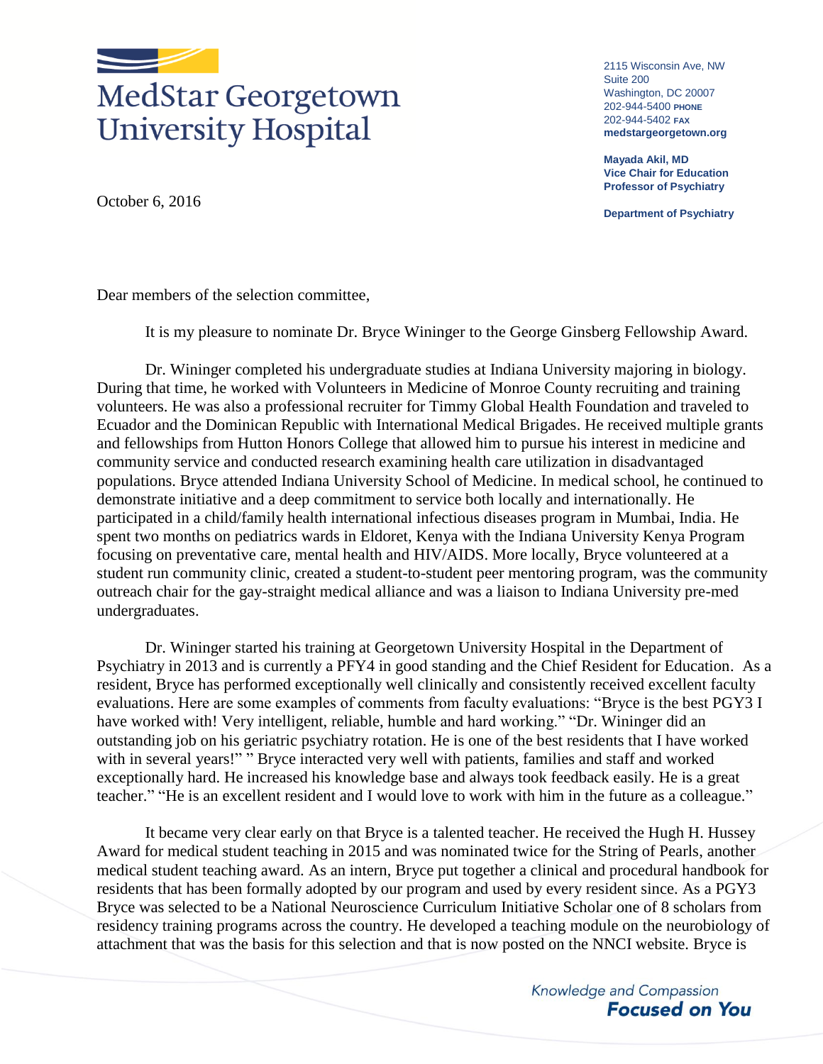# MedStar Georgetown University Hospital

2115 Wisconsin Ave, NW
Suite 200
Washington, DC 20007
202-944-5400 **PHONE**
202-944-5402 **FAX**
**medstargeorgetown.org**

**Mayada Akil, MD**
**Vice Chair for Education**
**Professor of Psychiatry**

**Department of Psychiatry**

October 6, 2016

Dear members of the selection committee,

It is my pleasure to nominate Dr. Bryce Wininger to the George Ginsberg Fellowship Award.

Dr. Wininger completed his undergraduate studies at Indiana University majoring in biology. During that time, he worked with Volunteers in Medicine of Monroe County recruiting and training volunteers. He was also a professional recruiter for Timmy Global Health Foundation and traveled to Ecuador and the Dominican Republic with International Medical Brigades. He received multiple grants and fellowships from Hutton Honors College that allowed him to pursue his interest in medicine and community service and conducted research examining health care utilization in disadvantaged populations. Bryce attended Indiana University School of Medicine. In medical school, he continued to demonstrate initiative and a deep commitment to service both locally and internationally. He participated in a child/family health international infectious diseases program in Mumbai, India. He spent two months on pediatrics wards in Eldoret, Kenya with the Indiana University Kenya Program focusing on preventative care, mental health and HIV/AIDS. More locally, Bryce volunteered at a student run community clinic, created a student-to-student peer mentoring program, was the community outreach chair for the gay-straight medical alliance and was a liaison to Indiana University pre-med undergraduates.

Dr. Wininger started his training at Georgetown University Hospital in the Department of Psychiatry in 2013 and is currently a PFY4 in good standing and the Chief Resident for Education. As a resident, Bryce has performed exceptionally well clinically and consistently received excellent faculty evaluations. Here are some examples of comments from faculty evaluations: "Bryce is the best PGY3 I have worked with! Very intelligent, reliable, humble and hard working." "Dr. Wininger did an outstanding job on his geriatric psychiatry rotation. He is one of the best residents that I have worked with in several years!" " Bryce interacted very well with patients, families and staff and worked exceptionally hard. He increased his knowledge base and always took feedback easily. He is a great teacher." "He is an excellent resident and I would love to work with him in the future as a colleague."

It became very clear early on that Bryce is a talented teacher. He received the Hugh H. Hussey Award for medical student teaching in 2015 and was nominated twice for the String of Pearls, another medical student teaching award. As an intern, Bryce put together a clinical and procedural handbook for residents that has been formally adopted by our program and used by every resident since. As a PGY3 Bryce was selected to be a National Neuroscience Curriculum Initiative Scholar one of 8 scholars from residency training programs across the country. He developed a teaching module on the neurobiology of attachment that was the basis for this selection and that is now posted on the NNCI website. Bryce is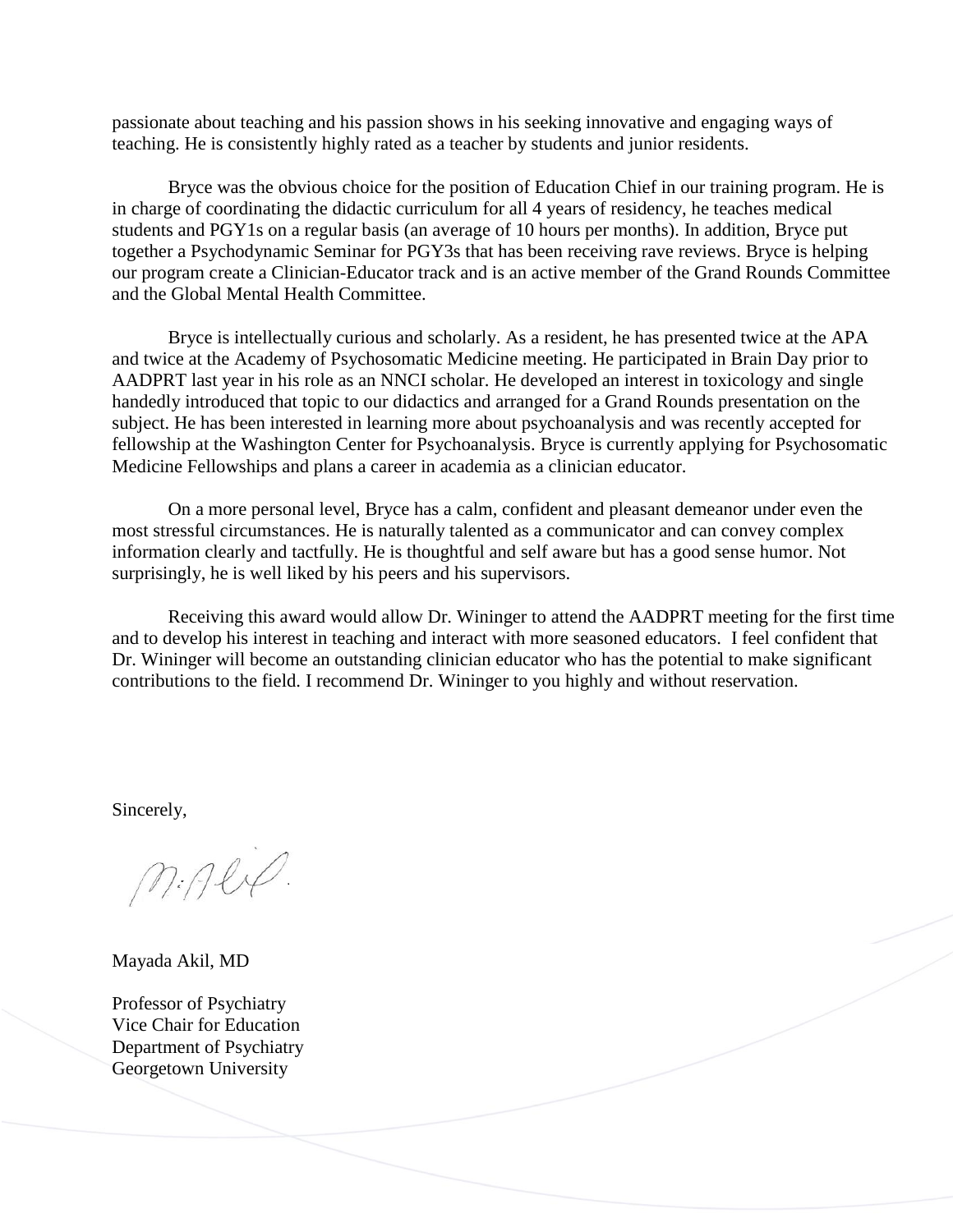passionate about teaching and his passion shows in his seeking innovative and engaging ways of teaching. He is consistently highly rated as a teacher by students and junior residents.

Bryce was the obvious choice for the position of Education Chief in our training program. He is in charge of coordinating the didactic curriculum for all 4 years of residency, he teaches medical students and PGY1s on a regular basis (an average of 10 hours per months). In addition, Bryce put together a Psychodynamic Seminar for PGY3s that has been receiving rave reviews. Bryce is helping our program create a Clinician-Educator track and is an active member of the Grand Rounds Committee and the Global Mental Health Committee.

Bryce is intellectually curious and scholarly. As a resident, he has presented twice at the APA and twice at the Academy of Psychosomatic Medicine meeting. He participated in Brain Day prior to AADPRT last year in his role as an NNCI scholar. He developed an interest in toxicology and single handedly introduced that topic to our didactics and arranged for a Grand Rounds presentation on the subject. He has been interested in learning more about psychoanalysis and was recently accepted for fellowship at the Washington Center for Psychoanalysis. Bryce is currently applying for Psychosomatic Medicine Fellowships and plans a career in academia as a clinician educator.

On a more personal level, Bryce has a calm, confident and pleasant demeanor under even the most stressful circumstances. He is naturally talented as a communicator and can convey complex information clearly and tactfully. He is thoughtful and self aware but has a good sense humor. Not surprisingly, he is well liked by his peers and his supervisors.

Receiving this award would allow Dr. Wininger to attend the AADPRT meeting for the first time and to develop his interest in teaching and interact with more seasoned educators. I feel confident that Dr. Wininger will become an outstanding clinician educator who has the potential to make significant contributions to the field. I recommend Dr. Wininger to you highly and without reservation.

Sincerely,

Mayada Akil, MD

Professor of Psychiatry
Vice Chair for Education
Department of Psychiatry
Georgetown University